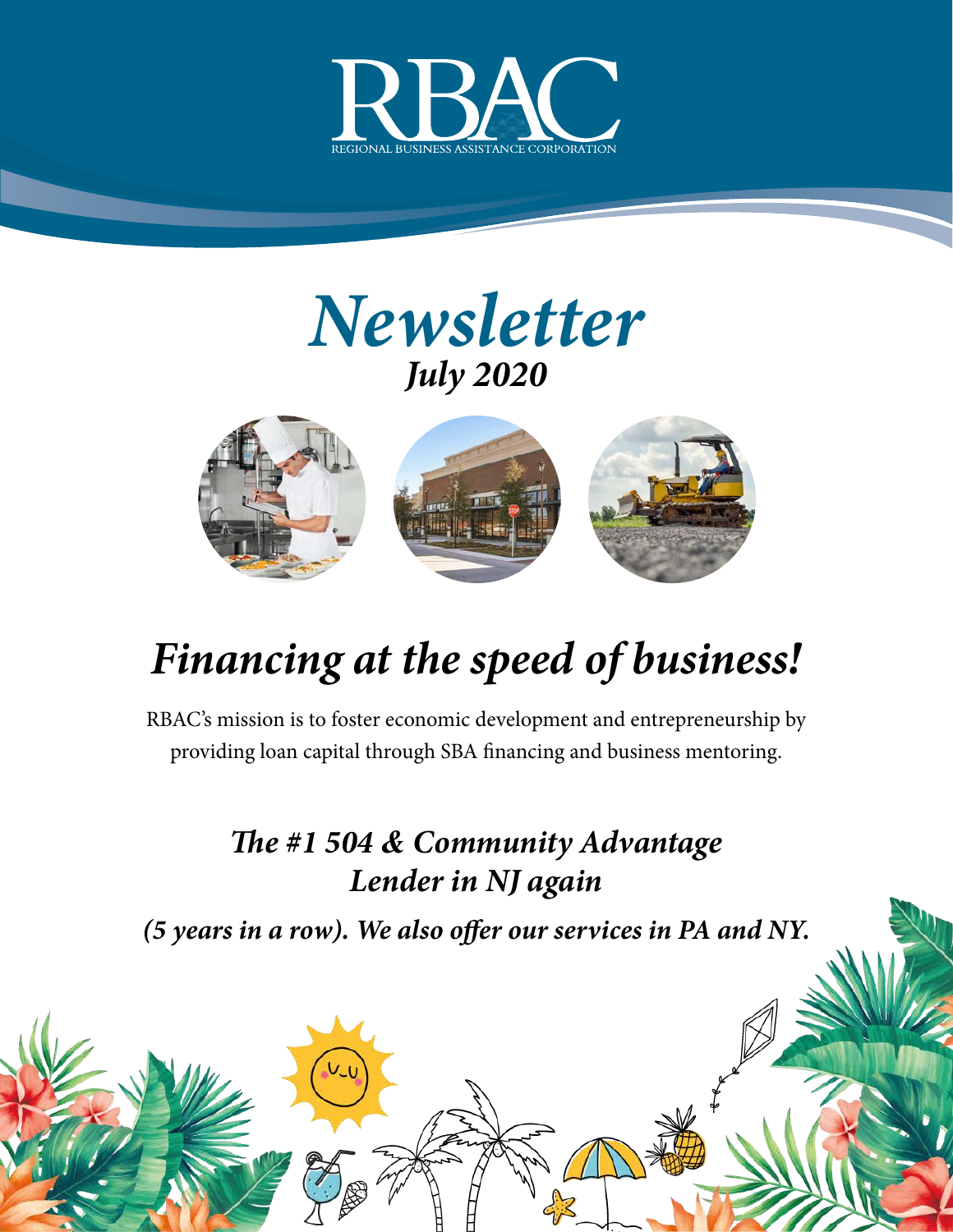# RBAC

REGIONAL BUSINESS ASSISTANCE CORPORATION

# *Newsletter*

### *July 2020*

## *Financing at the speed of business!*

RBAC's mission is to foster economic development and entrepreneurship by providing loan capital through SBA financing and business mentoring.

### *The #1 504 & Community Advantage Lender in NJ again*

***(5 years in a row). We also offer our services in PA and NY.***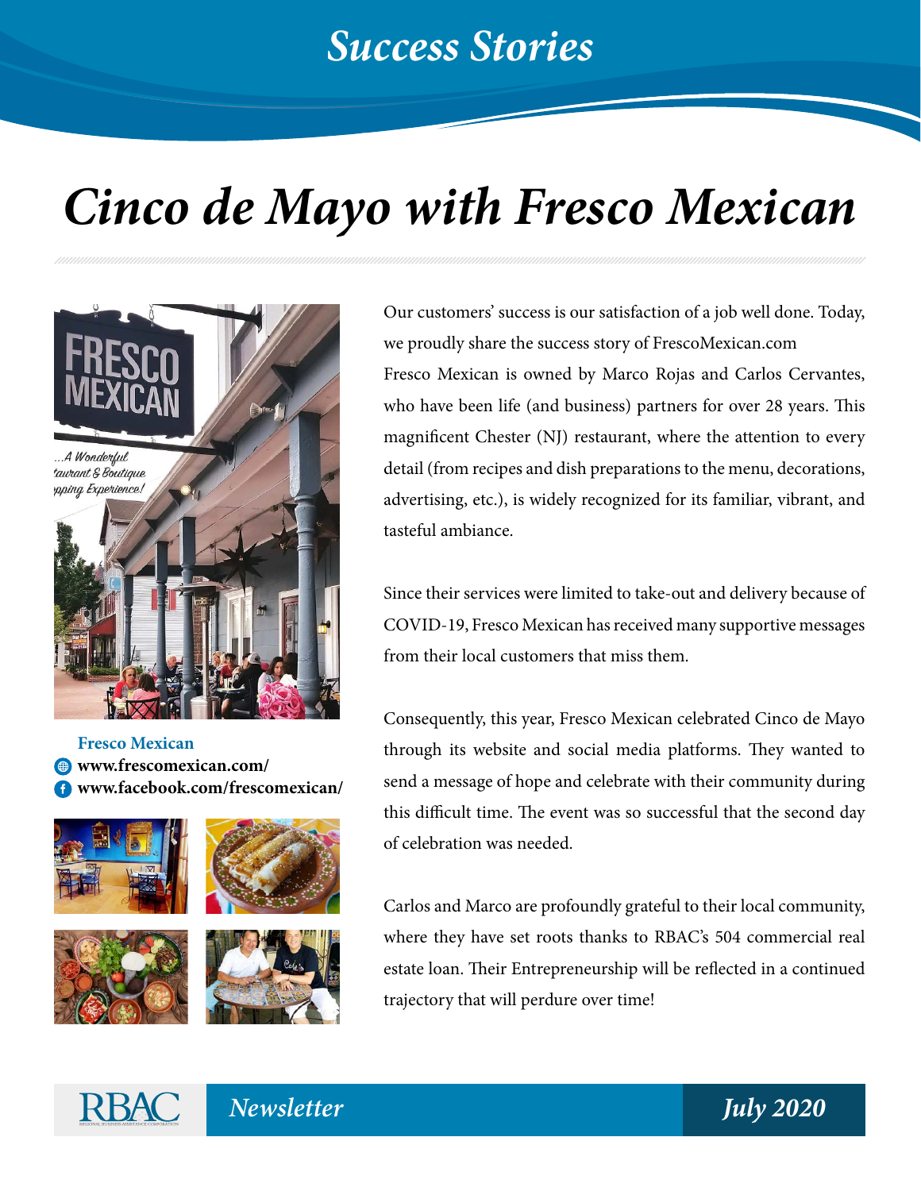# Success Stories

## *Cinco de Mayo with Fresco Mexican*

**Fresco Mexican**
**www.frescomexican.com/**
**www.facebook.com/frescomexican/**

Our customers' success is our satisfaction of a job well done. Today, we proudly share the success story of FrescoMexican.com
Fresco Mexican is owned by Marco Rojas and Carlos Cervantes, who have been life (and business) partners for over 28 years. This magnificent Chester (NJ) restaurant, where the attention to every detail (from recipes and dish preparations to the menu, decorations, advertising, etc.), is widely recognized for its familiar, vibrant, and tasteful ambiance.

Since their services were limited to take-out and delivery because of COVID-19, Fresco Mexican has received many supportive messages from their local customers that miss them.

Consequently, this year, Fresco Mexican celebrated Cinco de Mayo through its website and social media platforms. They wanted to send a message of hope and celebrate with their community during this difficult time. The event was so successful that the second day of celebration was needed.

Carlos and Marco are profoundly grateful to their local community, where they have set roots thanks to RBAC's 504 commercial real estate loan. Their Entrepreneurship will be reflected in a continued trajectory that will perdure over time!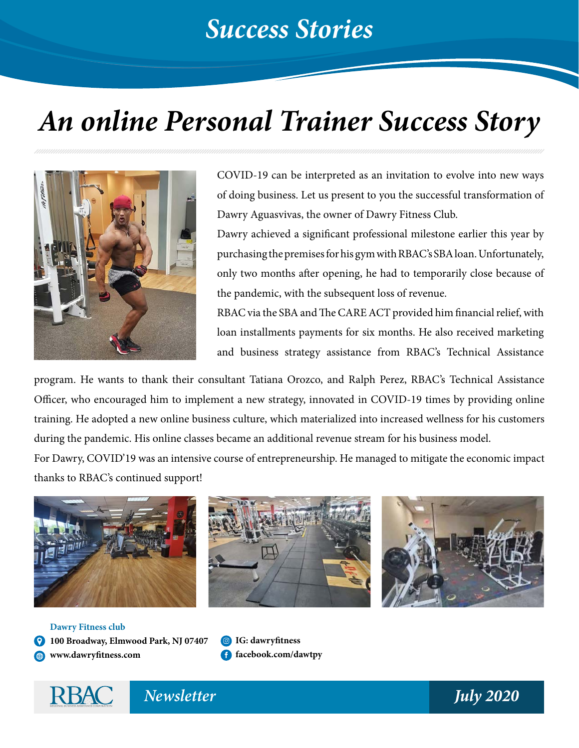# Success Stories

## An online Personal Trainer Success Story

COVID-19 can be interpreted as an invitation to evolve into new ways of doing business. Let us present to you the successful transformation of Dawry Aguasvivas, the owner of Dawry Fitness Club.

Dawry achieved a significant professional milestone earlier this year by purchasing the premises for his gym with RBAC's SBA loan. Unfortunately, only two months after opening, he had to temporarily close because of the pandemic, with the subsequent loss of revenue.

RBAC via the SBA and The CARE ACT provided him financial relief, with loan installments payments for six months. He also received marketing and business strategy assistance from RBAC's Technical Assistance program. He wants to thank their consultant Tatiana Orozco, and Ralph Perez, RBAC's Technical Assistance Officer, who encouraged him to implement a new strategy, innovated in COVID-19 times by providing online training. He adopted a new online business culture, which materialized into increased wellness for his customers during the pandemic. His online classes became an additional revenue stream for his business model.

For Dawry, COVID'19 was an intensive course of entrepreneurship. He managed to mitigate the economic impact thanks to RBAC's continued support!

**Dawry Fitness club**

**100 Broadway, Elmwood Park, NJ 07407**

**www.dawryfitness.com**

**IG: dawryfitness**

**facebook.com/dawtpy**

RBAC *Newsletter* *July 2020*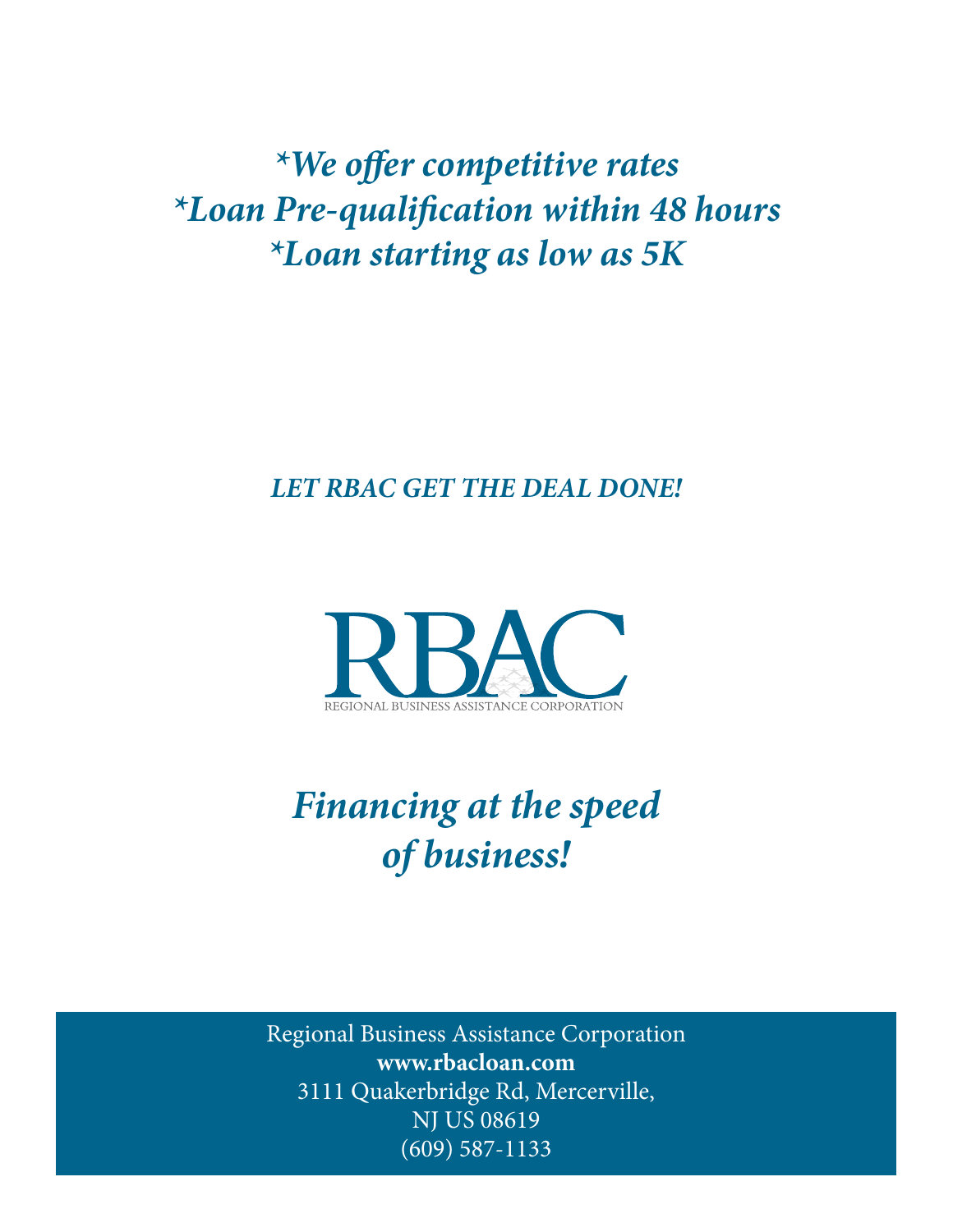*\*We offer competitive rates*
*\*Loan Pre-qualification within 48 hours*
*\*Loan starting as low as 5K*

***LET RBAC GET THE DEAL DONE!***

RBAC

REGIONAL BUSINESS ASSISTANCE CORPORATION

## *Financing at the speed of business!*

Regional Business Assistance Corporation
**www.rbacloan.com**
3111 Quakerbridge Rd, Mercerville,
NJ US 08619
(609) 587-1133